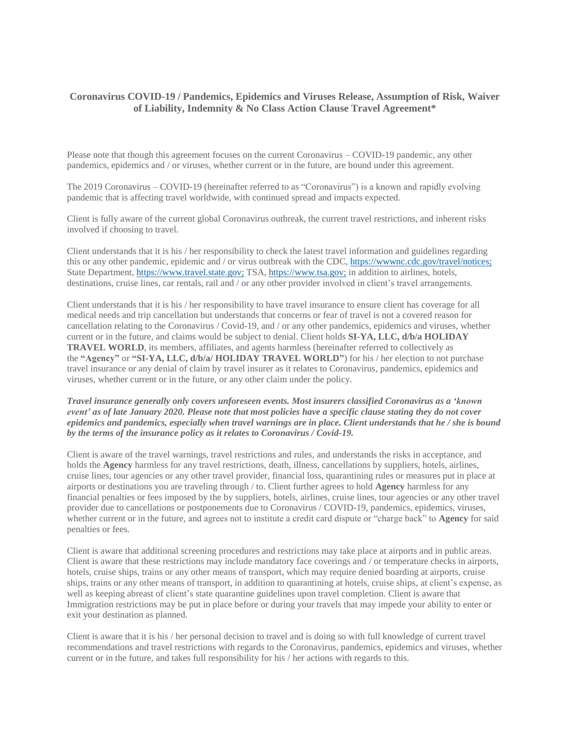**Coronavirus COVID-19 / Pandemics, Epidemics and Viruses Release, Assumption of Risk, Waiver of Liability, Indemnity & No Class Action Clause Travel Agreement***

Please note that though this agreement focuses on the current Coronavirus – COVID-19 pandemic, any other pandemics, epidemics and / or viruses, whether current or in the future, are bound under this agreement.

The 2019 Coronavirus – COVID-19 (hereinafter referred to as "Coronavirus") is a known and rapidly evolving pandemic that is affecting travel worldwide, with continued spread and impacts expected.

Client is fully aware of the current global Coronavirus outbreak, the current travel restrictions, and inherent risks involved if choosing to travel.

Client understands that it is his / her responsibility to check the latest travel information and guidelines regarding this or any other pandemic, epidemic and / or virus outbreak with the CDC, https://wwwnc.cdc.gov/travel/notices; State Department, https://www.travel.state.gov; TSA, https://www.tsa.gov; in addition to airlines, hotels, destinations, cruise lines, car rentals, rail and / or any other provider involved in client's travel arrangements.

Client understands that it is his / her responsibility to have travel insurance to ensure client has coverage for all medical needs and trip cancellation but understands that concerns or fear of travel is not a covered reason for cancellation relating to the Coronavirus / Covid-19, and / or any other pandemics, epidemics and viruses, whether current or in the future, and claims would be subject to denial. Client holds **SI-YA, LLC, d/b/a HOLIDAY TRAVEL WORLD**, its members, affiliates, and agents harmless (hereinafter referred to collectively as the **"Agency"** or **"SI-YA, LLC, d/b/a/ HOLIDAY TRAVEL WORLD"**) for his / her election to not purchase travel insurance or any denial of claim by travel insurer as it relates to Coronavirus, pandemics, epidemics and viruses, whether current or in the future, or any other claim under the policy.

***Travel insurance generally only covers unforeseen events. Most insurers classified Coronavirus as a 'known event' as of late January 2020. Please note that most policies have a specific clause stating they do not cover epidemics and pandemics, especially when travel warnings are in place. Client understands that he / she is bound by the terms of the insurance policy as it relates to Coronavirus / Covid-19.***

Client is aware of the travel warnings, travel restrictions and rules, and understands the risks in acceptance, and holds the **Agency** harmless for any travel restrictions, death, illness, cancellations by suppliers, hotels, airlines, cruise lines, tour agencies or any other travel provider, financial loss, quarantining rules or measures put in place at airports or destinations you are traveling through / to. Client further agrees to hold **Agency** harmless for any financial penalties or fees imposed by the by suppliers, hotels, airlines, cruise lines, tour agencies or any other travel provider due to cancellations or postponements due to Coronavirus / COVID-19, pandemics, epidemics, viruses, whether current or in the future, and agrees not to institute a credit card dispute or "charge back" to **Agency** for said penalties or fees.

Client is aware that additional screening procedures and restrictions may take place at airports and in public areas. Client is aware that these restrictions may include mandatory face coverings and / or temperature checks in airports, hotels, cruise ships, trains or any other means of transport, which may require denied boarding at airports, cruise ships, trains or any other means of transport, in addition to quarantining at hotels, cruise ships, at client's expense, as well as keeping abreast of client's state quarantine guidelines upon travel completion. Client is aware that Immigration restrictions may be put in place before or during your travels that may impede your ability to enter or exit your destination as planned.

Client is aware that it is his / her personal decision to travel and is doing so with full knowledge of current travel recommendations and travel restrictions with regards to the Coronavirus, pandemics, epidemics and viruses, whether current or in the future, and takes full responsibility for his / her actions with regards to this.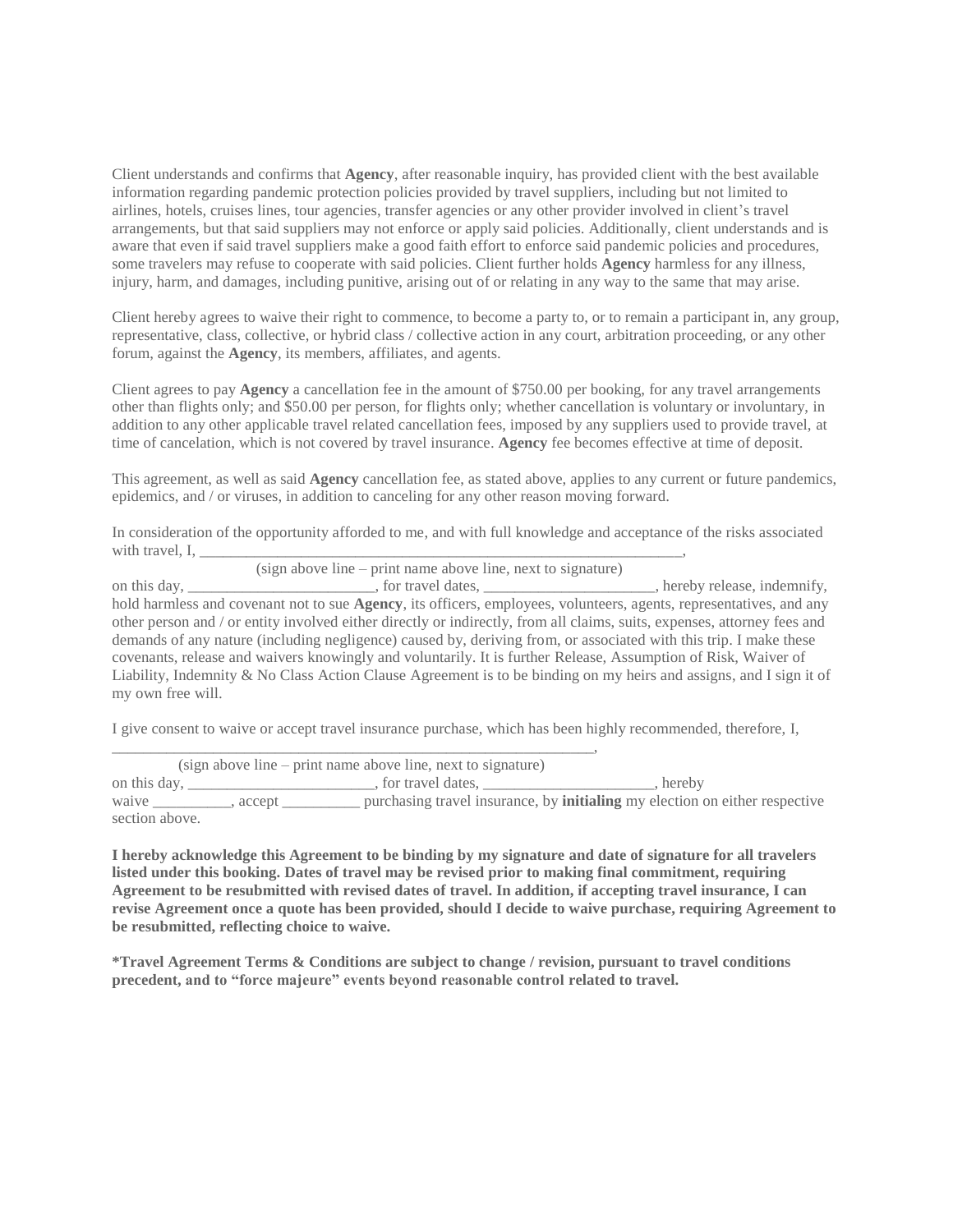Client understands and confirms that **Agency**, after reasonable inquiry, has provided client with the best available information regarding pandemic protection policies provided by travel suppliers, including but not limited to airlines, hotels, cruises lines, tour agencies, transfer agencies or any other provider involved in client's travel arrangements, but that said suppliers may not enforce or apply said policies. Additionally, client understands and is aware that even if said travel suppliers make a good faith effort to enforce said pandemic policies and procedures, some travelers may refuse to cooperate with said policies. Client further holds **Agency** harmless for any illness, injury, harm, and damages, including punitive, arising out of or relating in any way to the same that may arise.

Client hereby agrees to waive their right to commence, to become a party to, or to remain a participant in, any group, representative, class, collective, or hybrid class / collective action in any court, arbitration proceeding, or any other forum, against the **Agency**, its members, affiliates, and agents.

Client agrees to pay **Agency** a cancellation fee in the amount of $750.00 per booking, for any travel arrangements other than flights only; and $50.00 per person, for flights only; whether cancellation is voluntary or involuntary, in addition to any other applicable travel related cancellation fees, imposed by any suppliers used to provide travel, at time of cancelation, which is not covered by travel insurance. **Agency** fee becomes effective at time of deposit.

This agreement, as well as said **Agency** cancellation fee, as stated above, applies to any current or future pandemics, epidemics, and / or viruses, in addition to canceling for any other reason moving forward.

In consideration of the opportunity afforded to me, and with full knowledge and acceptance of the risks associated with travel, I, _______________________________________________________________,
(sign above line – print name above line, next to signature)
on this day, ________________________, for travel dates, ______________________, hereby release, indemnify, hold harmless and covenant not to sue **Agency**, its officers, employees, volunteers, agents, representatives, and any other person and / or entity involved either directly or indirectly, from all claims, suits, expenses, attorney fees and demands of any nature (including negligence) caused by, deriving from, or associated with this trip. I make these covenants, release and waivers knowingly and voluntarily. It is further Release, Assumption of Risk, Waiver of Liability, Indemnity & No Class Action Clause Agreement is to be binding on my heirs and assigns, and I sign it of my own free will.

I give consent to waive or accept travel insurance purchase, which has been highly recommended, therefore, I,
_______________________________________________________________,
(sign above line – print name above line, next to signature)
on this day, ________________________, for travel dates, ______________________, hereby waive __________, accept __________ purchasing travel insurance, by **initialing** my election on either respective section above.

**I hereby acknowledge this Agreement to be binding by my signature and date of signature for all travelers listed under this booking. Dates of travel may be revised prior to making final commitment, requiring Agreement to be resubmitted with revised dates of travel. In addition, if accepting travel insurance, I can revise Agreement once a quote has been provided, should I decide to waive purchase, requiring Agreement to be resubmitted, reflecting choice to waive.**

**\*Travel Agreement Terms & Conditions are subject to change / revision, pursuant to travel conditions precedent, and to "force majeure" events beyond reasonable control related to travel.**